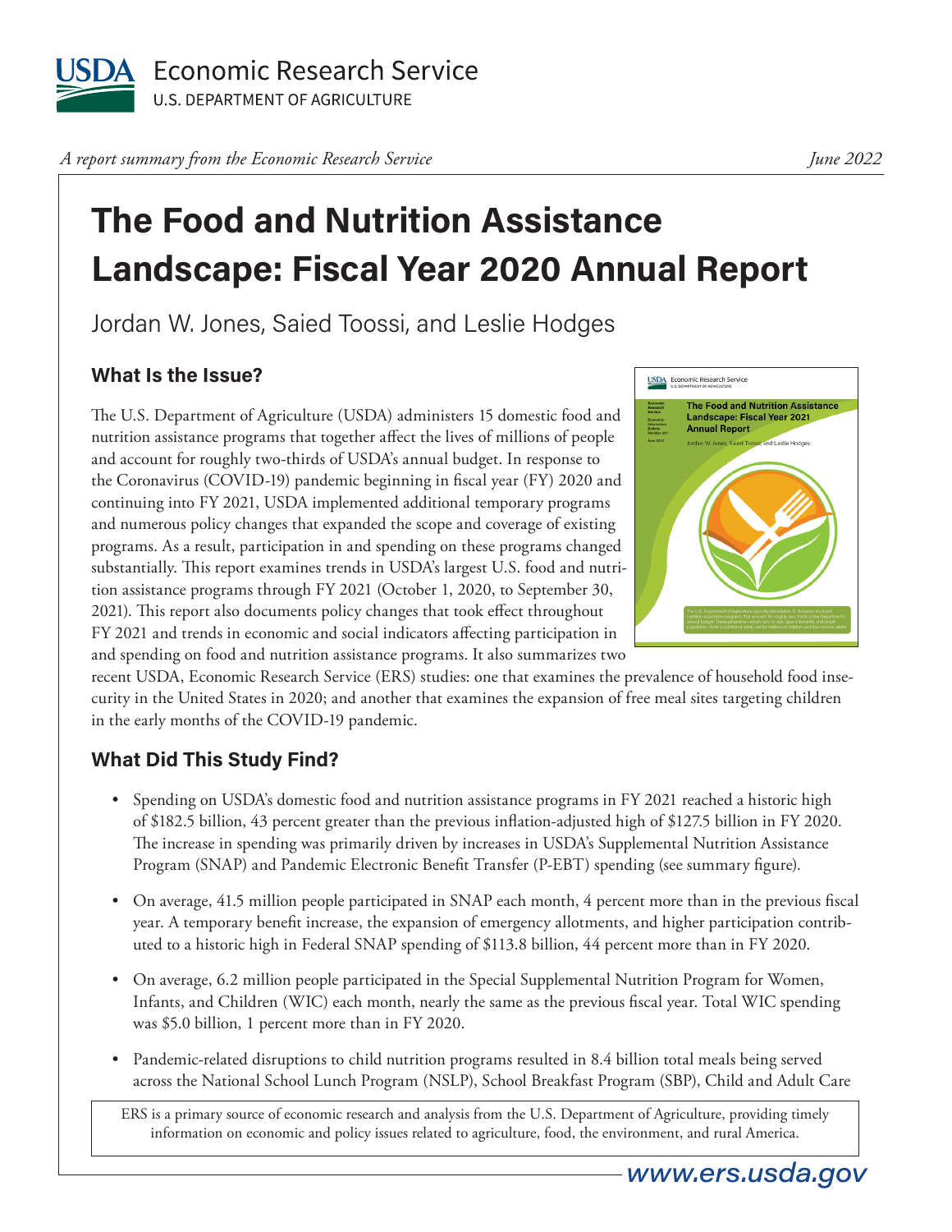USDA Economic Research Service
U.S. DEPARTMENT OF AGRICULTURE

*A report summary from the Economic Research Service* — *June 2022*

# The Food and Nutrition Assistance Landscape: Fiscal Year 2020 Annual Report

Jordan W. Jones, Saied Toossi, and Leslie Hodges

## What Is the Issue?

The U.S. Department of Agriculture (USDA) administers 15 domestic food and nutrition assistance programs that together affect the lives of millions of people and account for roughly two-thirds of USDA's annual budget. In response to the Coronavirus (COVID-19) pandemic beginning in fiscal year (FY) 2020 and continuing into FY 2021, USDA implemented additional temporary programs and numerous policy changes that expanded the scope and coverage of existing programs. As a result, participation in and spending on these programs changed substantially. This report examines trends in USDA's largest U.S. food and nutrition assistance programs through FY 2021 (October 1, 2020, to September 30, 2021). This report also documents policy changes that took effect throughout FY 2021 and trends in economic and social indicators affecting participation in and spending on food and nutrition assistance programs. It also summarizes two recent USDA, Economic Research Service (ERS) studies: one that examines the prevalence of household food insecurity in the United States in 2020; and another that examines the expansion of free meal sites targeting children in the early months of the COVID-19 pandemic.

## What Did This Study Find?

- Spending on USDA's domestic food and nutrition assistance programs in FY 2021 reached a historic high of $182.5 billion, 43 percent greater than the previous inflation-adjusted high of $127.5 billion in FY 2020. The increase in spending was primarily driven by increases in USDA's Supplemental Nutrition Assistance Program (SNAP) and Pandemic Electronic Benefit Transfer (P-EBT) spending (see summary figure).
- On average, 41.5 million people participated in SNAP each month, 4 percent more than in the previous fiscal year. A temporary benefit increase, the expansion of emergency allotments, and higher participation contributed to a historic high in Federal SNAP spending of $113.8 billion, 44 percent more than in FY 2020.
- On average, 6.2 million people participated in the Special Supplemental Nutrition Program for Women, Infants, and Children (WIC) each month, nearly the same as the previous fiscal year. Total WIC spending was $5.0 billion, 1 percent more than in FY 2020.
- Pandemic-related disruptions to child nutrition programs resulted in 8.4 billion total meals being served across the National School Lunch Program (NSLP), School Breakfast Program (SBP), Child and Adult Care

ERS is a primary source of economic research and analysis from the U.S. Department of Agriculture, providing timely information on economic and policy issues related to agriculture, food, the environment, and rural America.

www.ers.usda.gov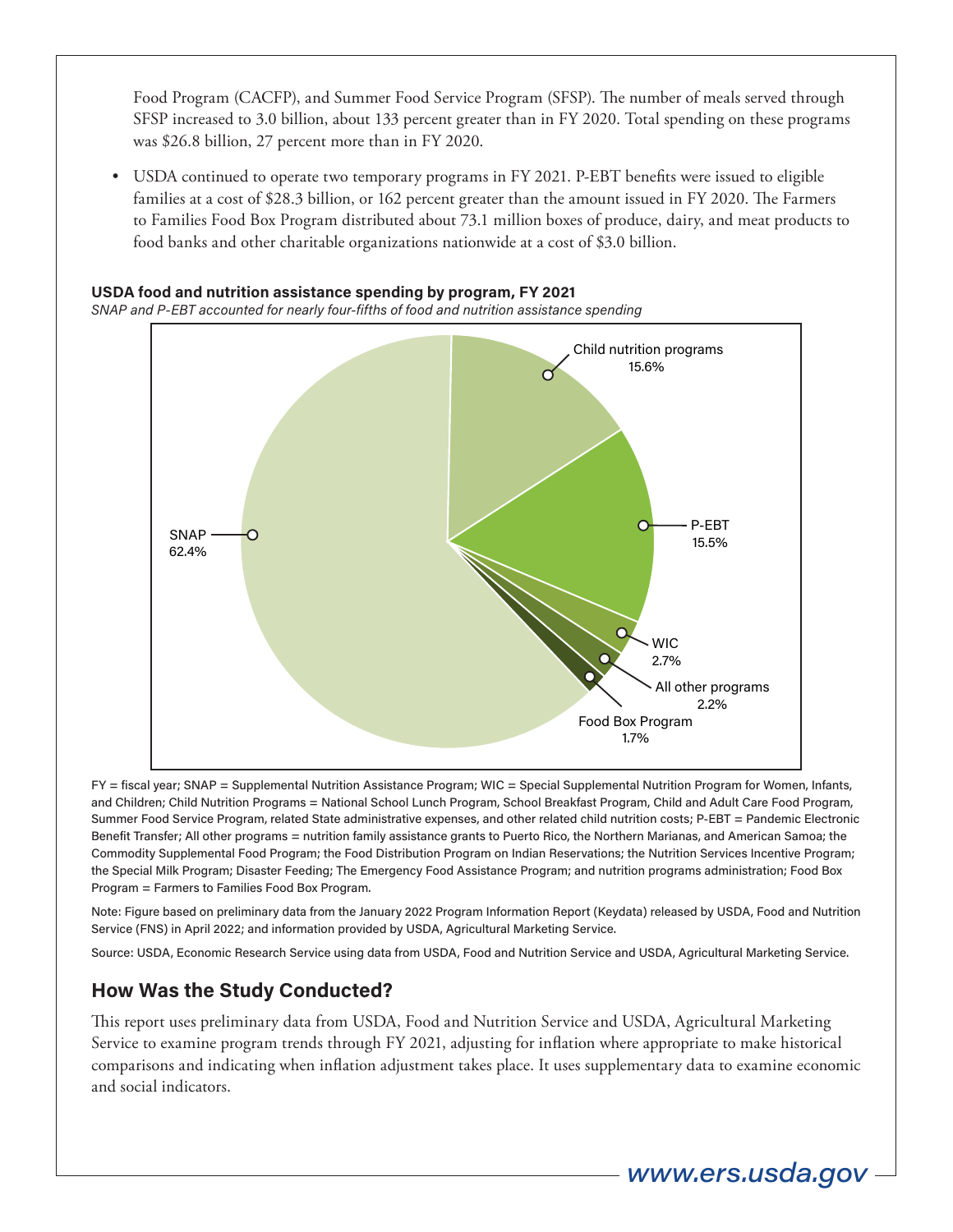Food Program (CACFP), and Summer Food Service Program (SFSP). The number of meals served through SFSP increased to 3.0 billion, about 133 percent greater than in FY 2020. Total spending on these programs was $26.8 billion, 27 percent more than in FY 2020.

- USDA continued to operate two temporary programs in FY 2021. P-EBT benefits were issued to eligible families at a cost of $28.3 billion, or 162 percent greater than the amount issued in FY 2020. The Farmers to Families Food Box Program distributed about 73.1 million boxes of produce, dairy, and meat products to food banks and other charitable organizations nationwide at a cost of $3.0 billion.

**USDA food and nutrition assistance spending by program, FY 2021**

*SNAP and P-EBT accounted for nearly four-fifths of food and nutrition assistance spending*

Child nutrition programs
15.6%

P-EBT
15.5%

WIC
2.7%

All other programs
2.2%

Food Box Program
1.7%

SNAP
62.4%

FY = fiscal year; SNAP = Supplemental Nutrition Assistance Program; WIC = Special Supplemental Nutrition Program for Women, Infants, and Children; Child Nutrition Programs = National School Lunch Program, School Breakfast Program, Child and Adult Care Food Program, Summer Food Service Program, related State administrative expenses, and other related child nutrition costs; P-EBT = Pandemic Electronic Benefit Transfer; All other programs = nutrition family assistance grants to Puerto Rico, the Northern Marianas, and American Samoa; the Commodity Supplemental Food Program; the Food Distribution Program on Indian Reservations; the Nutrition Services Incentive Program; the Special Milk Program; Disaster Feeding; The Emergency Food Assistance Program; and nutrition programs administration; Food Box Program = Farmers to Families Food Box Program.

Note: Figure based on preliminary data from the January 2022 Program Information Report (Keydata) released by USDA, Food and Nutrition Service (FNS) in April 2022; and information provided by USDA, Agricultural Marketing Service.

Source: USDA, Economic Research Service using data from USDA, Food and Nutrition Service and USDA, Agricultural Marketing Service.

## How Was the Study Conducted?

This report uses preliminary data from USDA, Food and Nutrition Service and USDA, Agricultural Marketing Service to examine program trends through FY 2021, adjusting for inflation where appropriate to make historical comparisons and indicating when inflation adjustment takes place. It uses supplementary data to examine economic and social indicators.